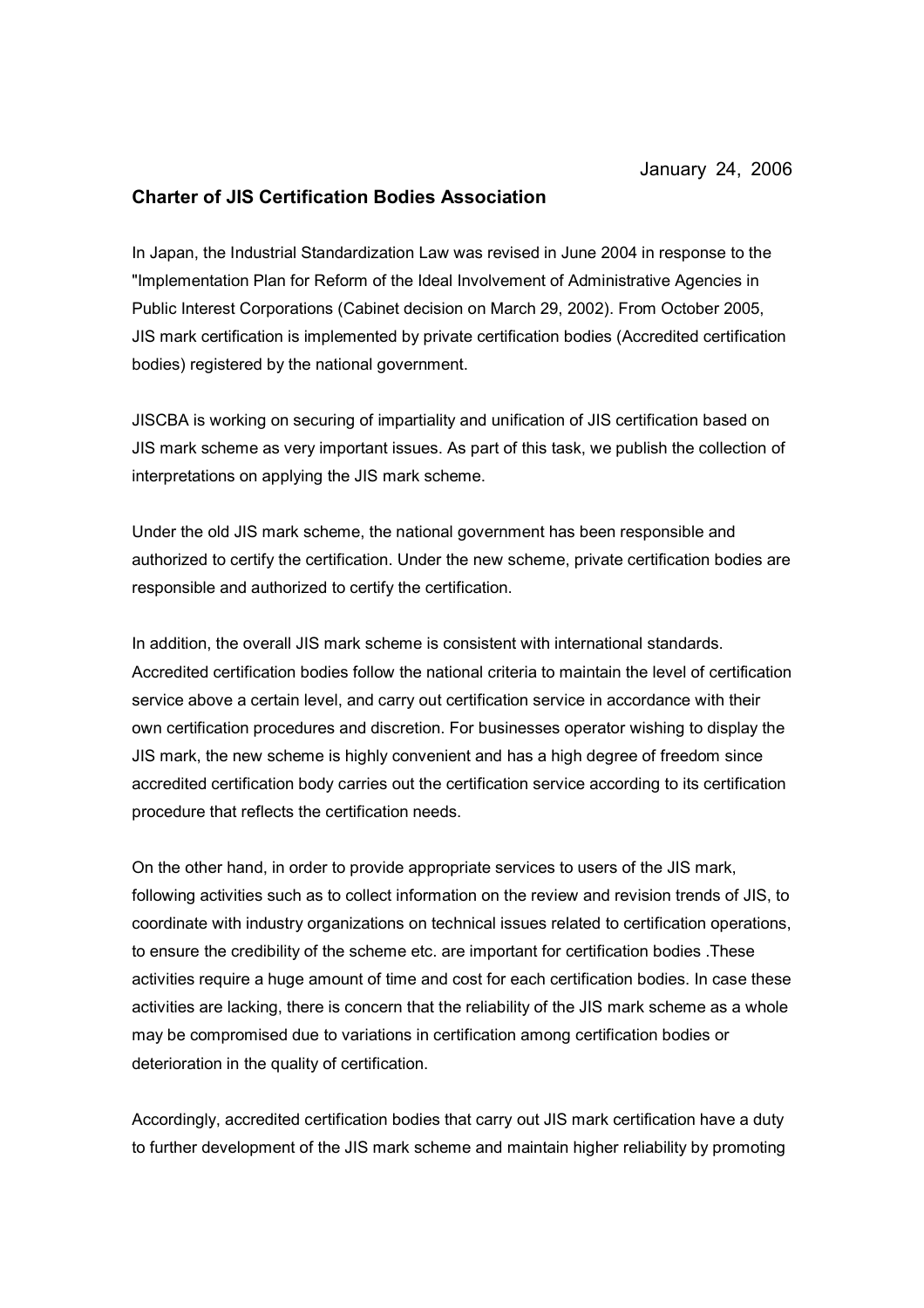January 24, 2006

## Charter of JIS Certification Bodies Association

In Japan, the Industrial Standardization Law was revised in June 2004 in response to the "Implementation Plan for Reform of the Ideal Involvement of Administrative Agencies in Public Interest Corporations (Cabinet decision on March 29, 2002). From October 2005, JIS mark certification is implemented by private certification bodies (Accredited certification bodies) registered by the national government.

JISCBA is working on securing of impartiality and unification of JIS certification based on JIS mark scheme as very important issues. As part of this task, we publish the collection of interpretations on applying the JIS mark scheme.

Under the old JIS mark scheme, the national government has been responsible and authorized to certify the certification. Under the new scheme, private certification bodies are responsible and authorized to certify the certification.

In addition, the overall JIS mark scheme is consistent with international standards. Accredited certification bodies follow the national criteria to maintain the level of certification service above a certain level, and carry out certification service in accordance with their own certification procedures and discretion. For businesses operator wishing to display the JIS mark, the new scheme is highly convenient and has a high degree of freedom since accredited certification body carries out the certification service according to its certification procedure that reflects the certification needs.

On the other hand, in order to provide appropriate services to users of the JIS mark, following activities such as to collect information on the review and revision trends of JIS, to coordinate with industry organizations on technical issues related to certification operations, to ensure the credibility of the scheme etc. are important for certification bodies .These activities require a huge amount of time and cost for each certification bodies. In case these activities are lacking, there is concern that the reliability of the JIS mark scheme as a whole may be compromised due to variations in certification among certification bodies or deterioration in the quality of certification.

Accordingly, accredited certification bodies that carry out JIS mark certification have a duty to further development of the JIS mark scheme and maintain higher reliability by promoting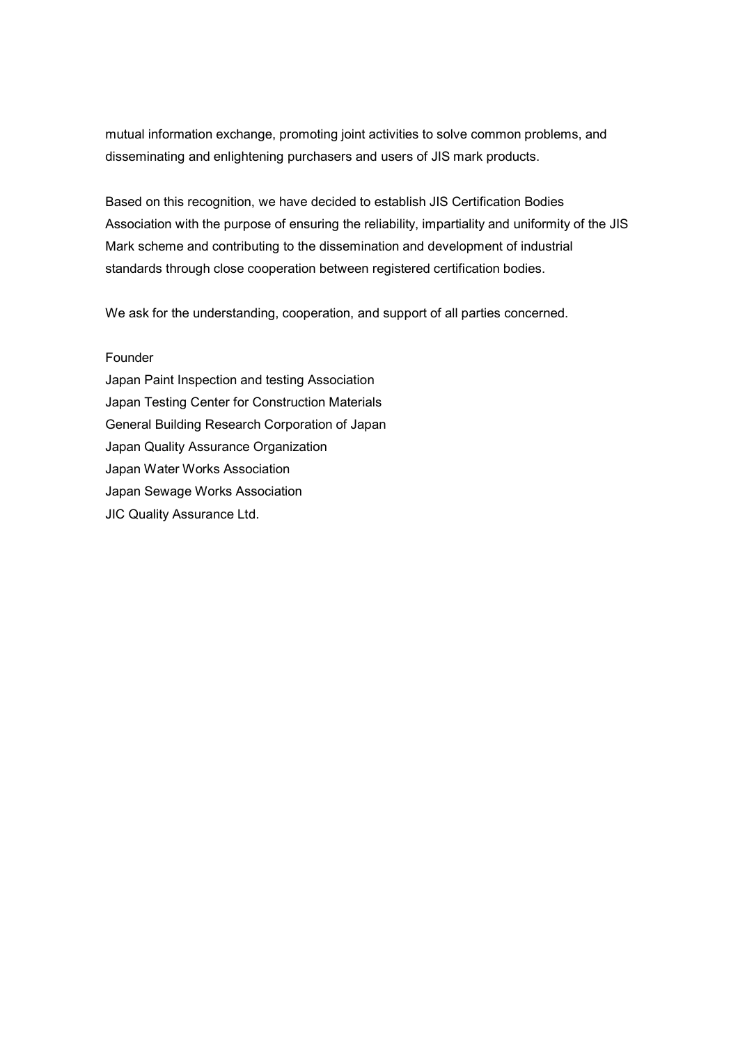mutual information exchange, promoting joint activities to solve common problems, and disseminating and enlightening purchasers and users of JIS mark products.

Based on this recognition, we have decided to establish JIS Certification Bodies Association with the purpose of ensuring the reliability, impartiality and uniformity of the JIS Mark scheme and contributing to the dissemination and development of industrial standards through close cooperation between registered certification bodies.

We ask for the understanding, cooperation, and support of all parties concerned.

Founder

Japan Paint Inspection and testing Association
Japan Testing Center for Construction Materials
General Building Research Corporation of Japan
Japan Quality Assurance Organization
Japan Water Works Association
Japan Sewage Works Association
JIC Quality Assurance Ltd.